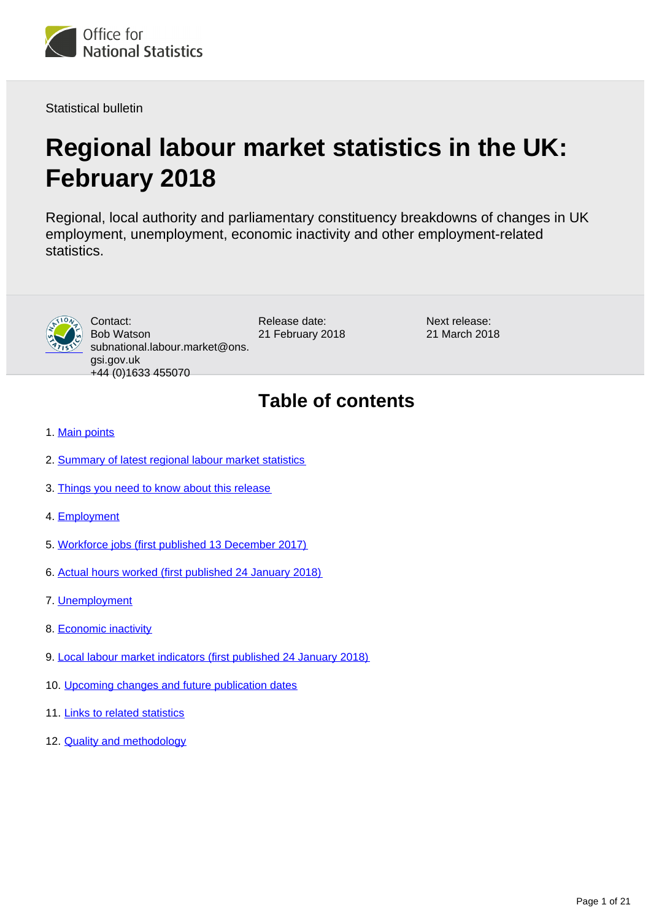Office for National Statistics

Statistical bulletin

# Regional labour market statistics in the UK: February 2018

Regional, local authority and parliamentary constituency breakdowns of changes in UK employment, unemployment, economic inactivity and other employment-related statistics.

Contact:
Bob Watson
subnational.labour.market@ons.gsi.gov.uk
+44 (0)1633 455070

Release date:
21 February 2018

Next release:
21 March 2018

## Table of contents

1. Main points
2. Summary of latest regional labour market statistics
3. Things you need to know about this release
4. Employment
5. Workforce jobs (first published 13 December 2017)
6. Actual hours worked (first published 24 January 2018)
7. Unemployment
8. Economic inactivity
9. Local labour market indicators (first published 24 January 2018)
10. Upcoming changes and future publication dates
11. Links to related statistics
12. Quality and methodology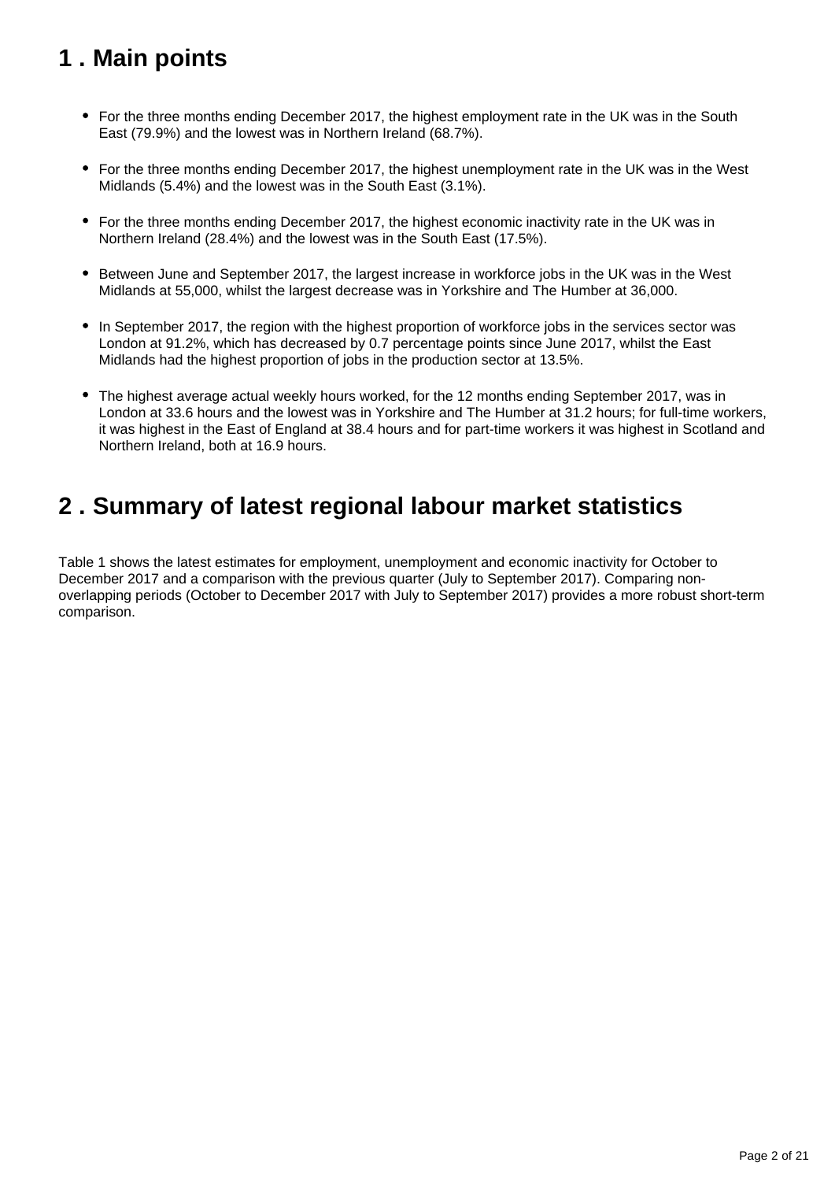## 1 . Main points

- For the three months ending December 2017, the highest employment rate in the UK was in the South East (79.9%) and the lowest was in Northern Ireland (68.7%).
- For the three months ending December 2017, the highest unemployment rate in the UK was in the West Midlands (5.4%) and the lowest was in the South East (3.1%).
- For the three months ending December 2017, the highest economic inactivity rate in the UK was in Northern Ireland (28.4%) and the lowest was in the South East (17.5%).
- Between June and September 2017, the largest increase in workforce jobs in the UK was in the West Midlands at 55,000, whilst the largest decrease was in Yorkshire and The Humber at 36,000.
- In September 2017, the region with the highest proportion of workforce jobs in the services sector was London at 91.2%, which has decreased by 0.7 percentage points since June 2017, whilst the East Midlands had the highest proportion of jobs in the production sector at 13.5%.
- The highest average actual weekly hours worked, for the 12 months ending September 2017, was in London at 33.6 hours and the lowest was in Yorkshire and The Humber at 31.2 hours; for full-time workers, it was highest in the East of England at 38.4 hours and for part-time workers it was highest in Scotland and Northern Ireland, both at 16.9 hours.

## 2 . Summary of latest regional labour market statistics

Table 1 shows the latest estimates for employment, unemployment and economic inactivity for October to December 2017 and a comparison with the previous quarter (July to September 2017). Comparing non-overlapping periods (October to December 2017 with July to September 2017) provides a more robust short-term comparison.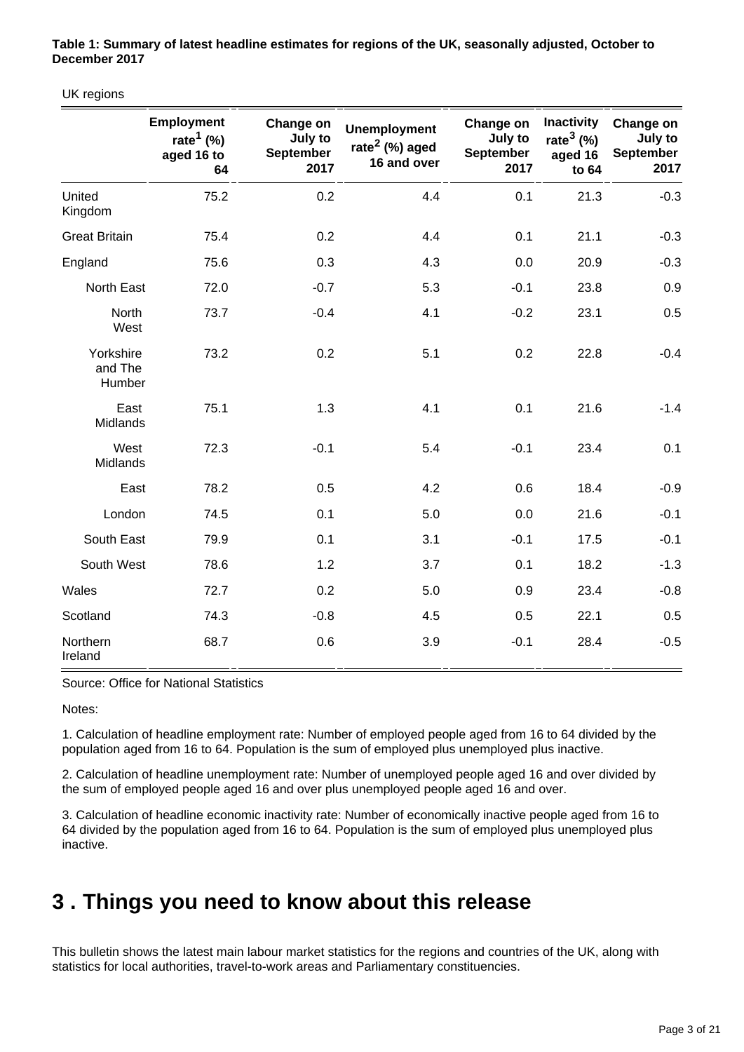**Table 1: Summary of latest headline estimates for regions of the UK, seasonally adjusted, October to December 2017**

UK regions

| | Employment rate[1] (%) aged 16 to 64 | Change on July to September 2017 | Unemployment rate[2] (%) aged 16 and over | Change on July to September 2017 | Inactivity rate[3] (%) aged 16 to 64 | Change on July to September 2017 |
|---|---|---|---|---|---|---|
| United Kingdom | 75.2 | 0.2 | 4.4 | 0.1 | 21.3 | -0.3 |
| Great Britain | 75.4 | 0.2 | 4.4 | 0.1 | 21.1 | -0.3 |
| England | 75.6 | 0.3 | 4.3 | 0.0 | 20.9 | -0.3 |
| North East | 72.0 | -0.7 | 5.3 | -0.1 | 23.8 | 0.9 |
| North West | 73.7 | -0.4 | 4.1 | -0.2 | 23.1 | 0.5 |
| Yorkshire and The Humber | 73.2 | 0.2 | 5.1 | 0.2 | 22.8 | -0.4 |
| East Midlands | 75.1 | 1.3 | 4.1 | 0.1 | 21.6 | -1.4 |
| West Midlands | 72.3 | -0.1 | 5.4 | -0.1 | 23.4 | 0.1 |
| East | 78.2 | 0.5 | 4.2 | 0.6 | 18.4 | -0.9 |
| London | 74.5 | 0.1 | 5.0 | 0.0 | 21.6 | -0.1 |
| South East | 79.9 | 0.1 | 3.1 | -0.1 | 17.5 | -0.1 |
| South West | 78.6 | 1.2 | 3.7 | 0.1 | 18.2 | -1.3 |
| Wales | 72.7 | 0.2 | 5.0 | 0.9 | 23.4 | -0.8 |
| Scotland | 74.3 | -0.8 | 4.5 | 0.5 | 22.1 | 0.5 |
| Northern Ireland | 68.7 | 0.6 | 3.9 | -0.1 | 28.4 | -0.5 |

Source: Office for National Statistics

Notes:

1. Calculation of headline employment rate: Number of employed people aged from 16 to 64 divided by the population aged from 16 to 64. Population is the sum of employed plus unemployed plus inactive.

2. Calculation of headline unemployment rate: Number of unemployed people aged 16 and over divided by the sum of employed people aged 16 and over plus unemployed people aged 16 and over.

3. Calculation of headline economic inactivity rate: Number of economically inactive people aged from 16 to 64 divided by the population aged from 16 to 64. Population is the sum of employed plus unemployed plus inactive.

# 3 . Things you need to know about this release

This bulletin shows the latest main labour market statistics for the regions and countries of the UK, along with statistics for local authorities, travel-to-work areas and Parliamentary constituencies.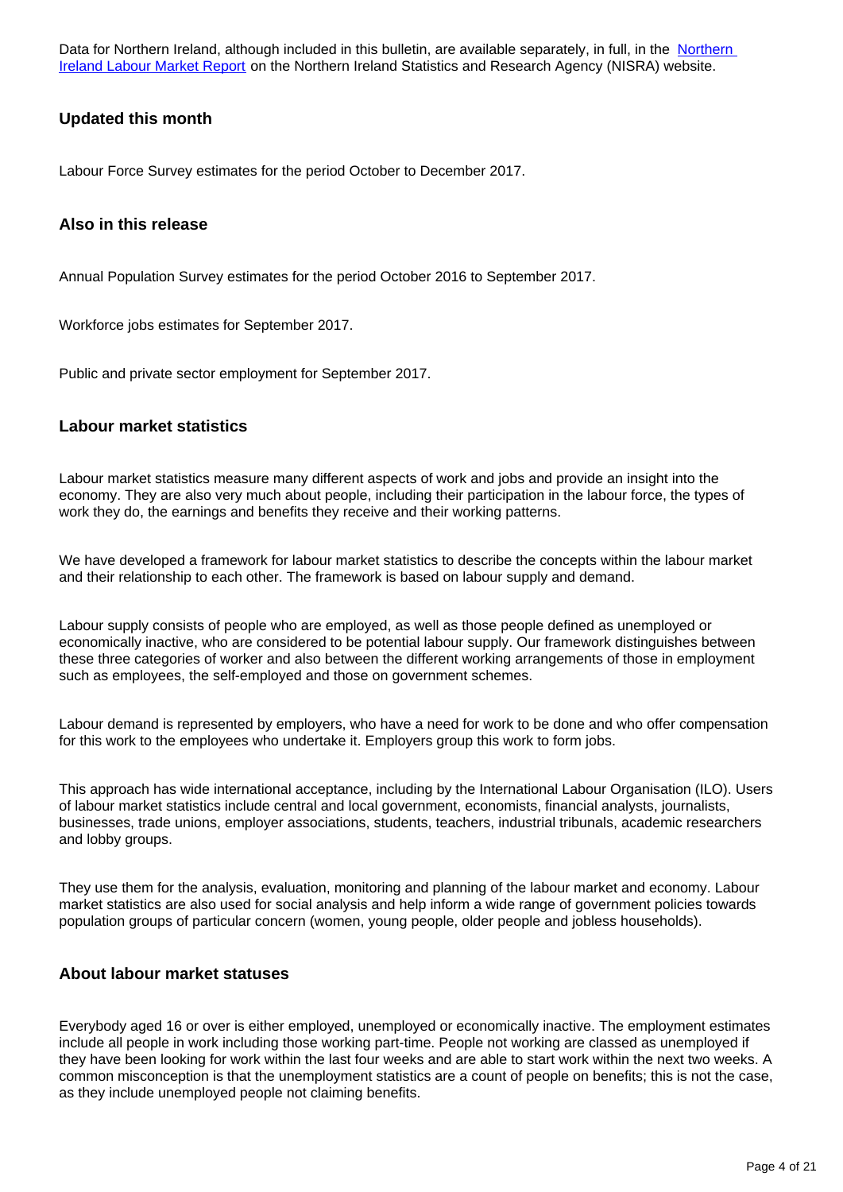Data for Northern Ireland, although included in this bulletin, are available separately, in full, in the [Northern Ireland Labour Market Report](#) on the Northern Ireland Statistics and Research Agency (NISRA) website.

### Updated this month

Labour Force Survey estimates for the period October to December 2017.

### Also in this release

Annual Population Survey estimates for the period October 2016 to September 2017.

Workforce jobs estimates for September 2017.

Public and private sector employment for September 2017.

### Labour market statistics

Labour market statistics measure many different aspects of work and jobs and provide an insight into the economy. They are also very much about people, including their participation in the labour force, the types of work they do, the earnings and benefits they receive and their working patterns.

We have developed a framework for labour market statistics to describe the concepts within the labour market and their relationship to each other. The framework is based on labour supply and demand.

Labour supply consists of people who are employed, as well as those people defined as unemployed or economically inactive, who are considered to be potential labour supply. Our framework distinguishes between these three categories of worker and also between the different working arrangements of those in employment such as employees, the self-employed and those on government schemes.

Labour demand is represented by employers, who have a need for work to be done and who offer compensation for this work to the employees who undertake it. Employers group this work to form jobs.

This approach has wide international acceptance, including by the International Labour Organisation (ILO). Users of labour market statistics include central and local government, economists, financial analysts, journalists, businesses, trade unions, employer associations, students, teachers, industrial tribunals, academic researchers and lobby groups.

They use them for the analysis, evaluation, monitoring and planning of the labour market and economy. Labour market statistics are also used for social analysis and help inform a wide range of government policies towards population groups of particular concern (women, young people, older people and jobless households).

### About labour market statuses

Everybody aged 16 or over is either employed, unemployed or economically inactive. The employment estimates include all people in work including those working part-time. People not working are classed as unemployed if they have been looking for work within the last four weeks and are able to start work within the next two weeks. A common misconception is that the unemployment statistics are a count of people on benefits; this is not the case, as they include unemployed people not claiming benefits.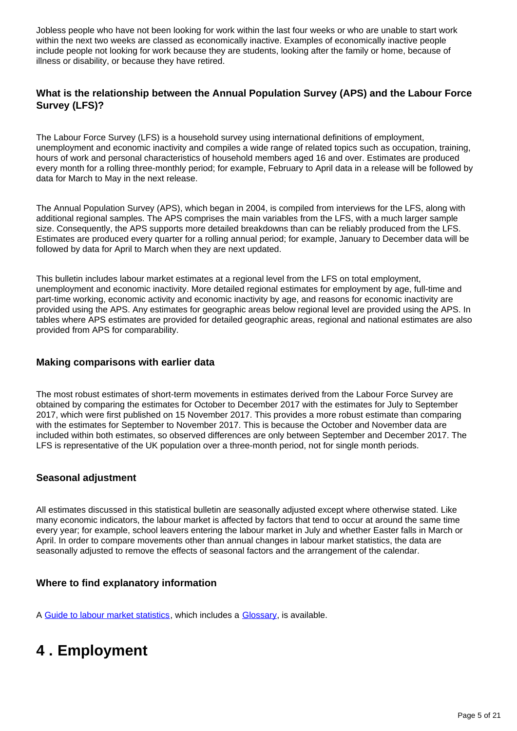Jobless people who have not been looking for work within the last four weeks or who are unable to start work within the next two weeks are classed as economically inactive. Examples of economically inactive people include people not looking for work because they are students, looking after the family or home, because of illness or disability, or because they have retired.

### What is the relationship between the Annual Population Survey (APS) and the Labour Force Survey (LFS)?

The Labour Force Survey (LFS) is a household survey using international definitions of employment, unemployment and economic inactivity and compiles a wide range of related topics such as occupation, training, hours of work and personal characteristics of household members aged 16 and over. Estimates are produced every month for a rolling three-monthly period; for example, February to April data in a release will be followed by data for March to May in the next release.

The Annual Population Survey (APS), which began in 2004, is compiled from interviews for the LFS, along with additional regional samples. The APS comprises the main variables from the LFS, with a much larger sample size. Consequently, the APS supports more detailed breakdowns than can be reliably produced from the LFS. Estimates are produced every quarter for a rolling annual period; for example, January to December data will be followed by data for April to March when they are next updated.

This bulletin includes labour market estimates at a regional level from the LFS on total employment, unemployment and economic inactivity. More detailed regional estimates for employment by age, full-time and part-time working, economic activity and economic inactivity by age, and reasons for economic inactivity are provided using the APS. Any estimates for geographic areas below regional level are provided using the APS. In tables where APS estimates are provided for detailed geographic areas, regional and national estimates are also provided from APS for comparability.

### Making comparisons with earlier data

The most robust estimates of short-term movements in estimates derived from the Labour Force Survey are obtained by comparing the estimates for October to December 2017 with the estimates for July to September 2017, which were first published on 15 November 2017. This provides a more robust estimate than comparing with the estimates for September to November 2017. This is because the October and November data are included within both estimates, so observed differences are only between September and December 2017. The LFS is representative of the UK population over a three-month period, not for single month periods.

### Seasonal adjustment

All estimates discussed in this statistical bulletin are seasonally adjusted except where otherwise stated. Like many economic indicators, the labour market is affected by factors that tend to occur at around the same time every year; for example, school leavers entering the labour market in July and whether Easter falls in March or April. In order to compare movements other than annual changes in labour market statistics, the data are seasonally adjusted to remove the effects of seasonal factors and the arrangement of the calendar.

### Where to find explanatory information

A [Guide to labour market statistics](), which includes a [Glossary](), is available.

# 4 . Employment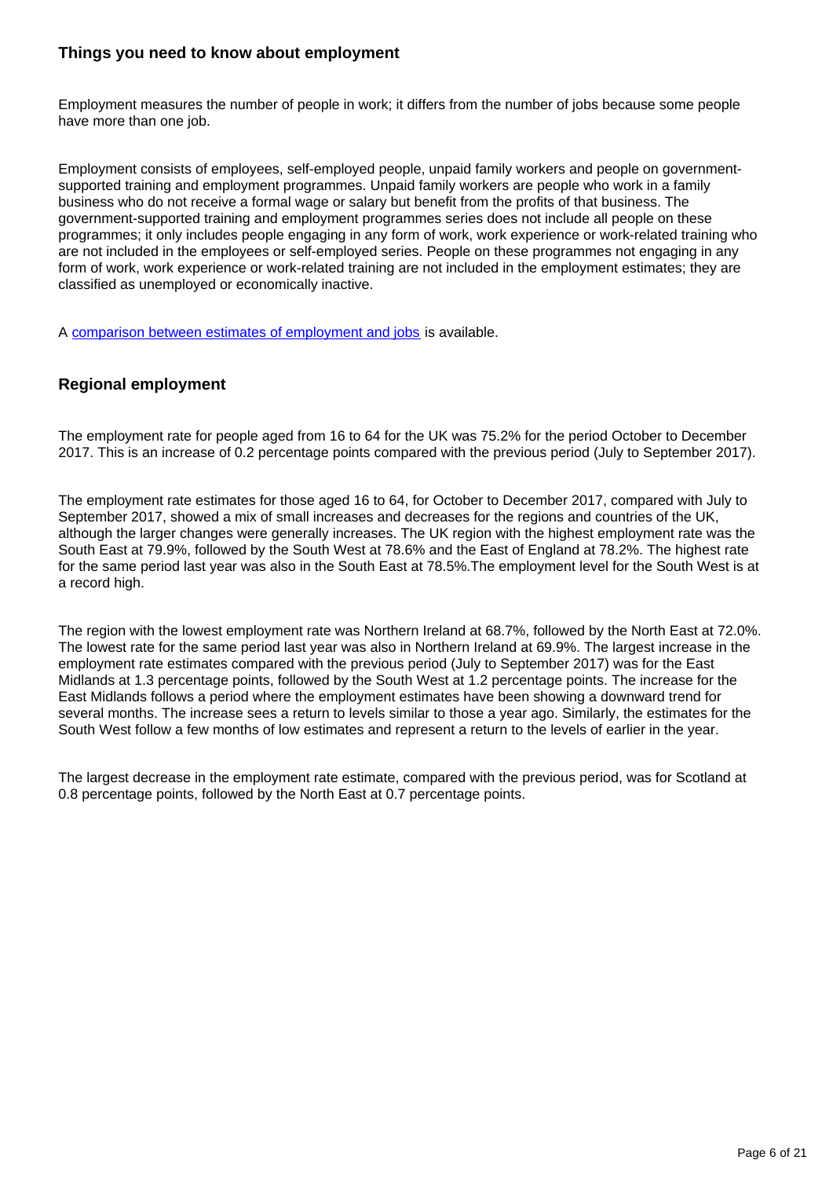### Things you need to know about employment

Employment measures the number of people in work; it differs from the number of jobs because some people have more than one job.

Employment consists of employees, self-employed people, unpaid family workers and people on government-supported training and employment programmes. Unpaid family workers are people who work in a family business who do not receive a formal wage or salary but benefit from the profits of that business. The government-supported training and employment programmes series does not include all people on these programmes; it only includes people engaging in any form of work, work experience or work-related training who are not included in the employees or self-employed series. People on these programmes not engaging in any form of work, work experience or work-related training are not included in the employment estimates; they are classified as unemployed or economically inactive.

A [comparison between estimates of employment and jobs] is available.

### Regional employment

The employment rate for people aged from 16 to 64 for the UK was 75.2% for the period October to December 2017. This is an increase of 0.2 percentage points compared with the previous period (July to September 2017).

The employment rate estimates for those aged 16 to 64, for October to December 2017, compared with July to September 2017, showed a mix of small increases and decreases for the regions and countries of the UK, although the larger changes were generally increases. The UK region with the highest employment rate was the South East at 79.9%, followed by the South West at 78.6% and the East of England at 78.2%. The highest rate for the same period last year was also in the South East at 78.5%.The employment level for the South West is at a record high.

The region with the lowest employment rate was Northern Ireland at 68.7%, followed by the North East at 72.0%. The lowest rate for the same period last year was also in Northern Ireland at 69.9%. The largest increase in the employment rate estimates compared with the previous period (July to September 2017) was for the East Midlands at 1.3 percentage points, followed by the South West at 1.2 percentage points. The increase for the East Midlands follows a period where the employment estimates have been showing a downward trend for several months. The increase sees a return to levels similar to those a year ago. Similarly, the estimates for the South West follow a few months of low estimates and represent a return to the levels of earlier in the year.

The largest decrease in the employment rate estimate, compared with the previous period, was for Scotland at 0.8 percentage points, followed by the North East at 0.7 percentage points.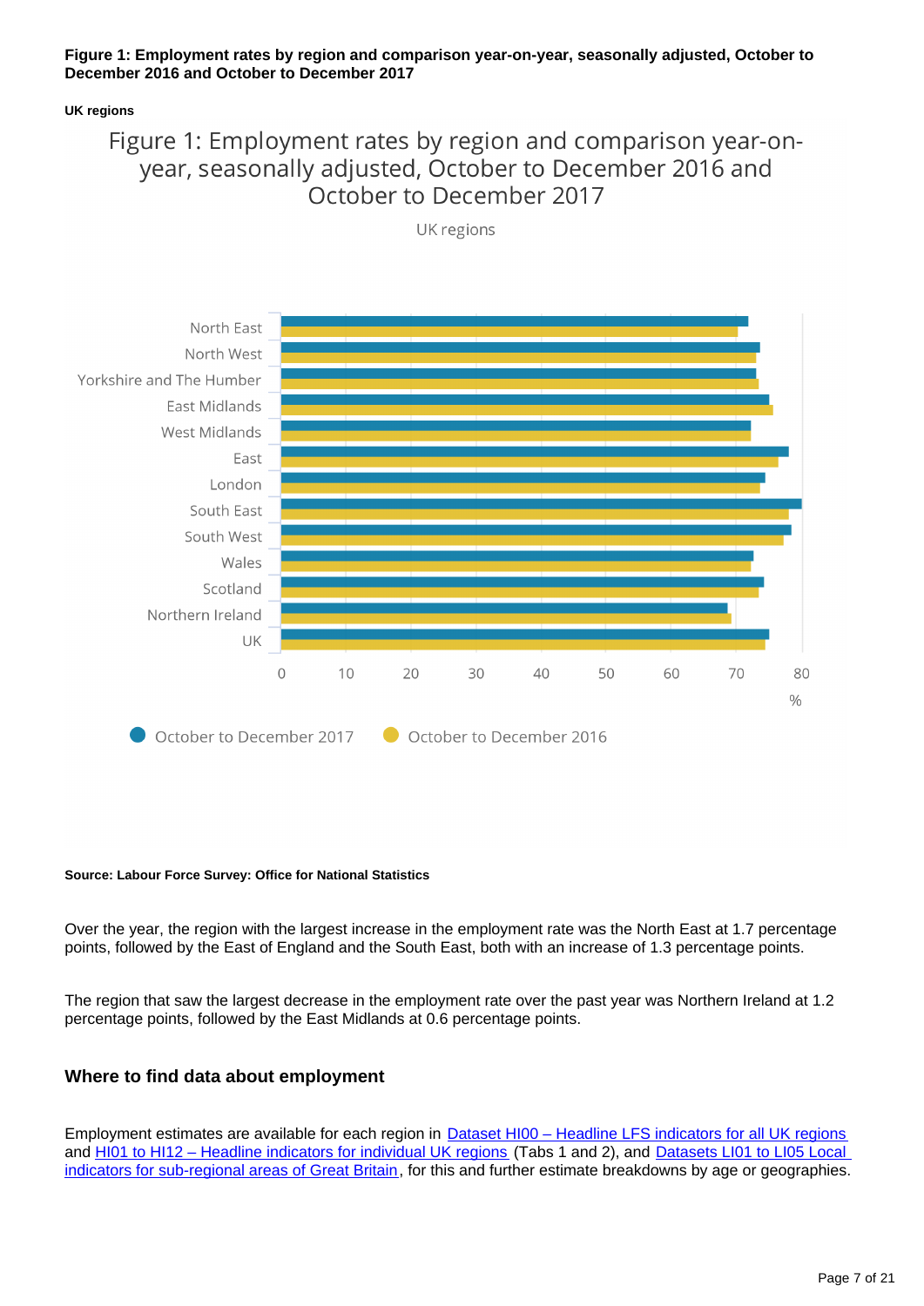**Figure 1: Employment rates by region and comparison year-on-year, seasonally adjusted, October to December 2016 and October to December 2017**

**UK regions**

**Source: Labour Force Survey: Office for National Statistics**

Over the year, the region with the largest increase in the employment rate was the North East at 1.7 percentage points, followed by the East of England and the South East, both with an increase of 1.3 percentage points.

The region that saw the largest decrease in the employment rate over the past year was Northern Ireland at 1.2 percentage points, followed by the East Midlands at 0.6 percentage points.

### Where to find data about employment

Employment estimates are available for each region in Dataset HI00 – Headline LFS indicators for all UK regions and HI01 to HI12 – Headline indicators for individual UK regions (Tabs 1 and 2), and Datasets LI01 to LI05 Local indicators for sub-regional areas of Great Britain, for this and further estimate breakdowns by age or geographies.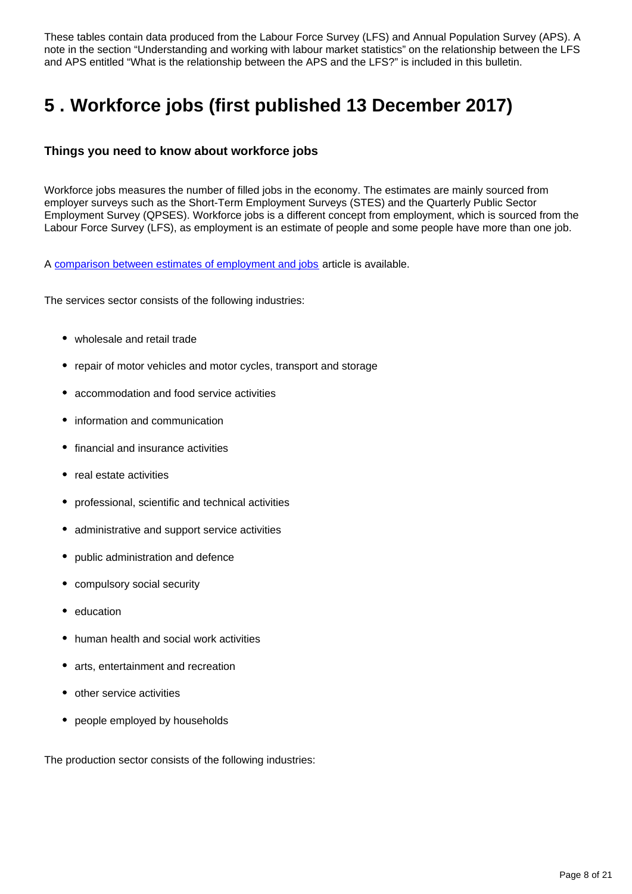These tables contain data produced from the Labour Force Survey (LFS) and Annual Population Survey (APS). A note in the section "Understanding and working with labour market statistics" on the relationship between the LFS and APS entitled "What is the relationship between the APS and the LFS?" is included in this bulletin.

## 5 . Workforce jobs (first published 13 December 2017)

### Things you need to know about workforce jobs

Workforce jobs measures the number of filled jobs in the economy. The estimates are mainly sourced from employer surveys such as the Short-Term Employment Surveys (STES) and the Quarterly Public Sector Employment Survey (QPSES). Workforce jobs is a different concept from employment, which is sourced from the Labour Force Survey (LFS), as employment is an estimate of people and some people have more than one job.

A comparison between estimates of employment and jobs article is available.

The services sector consists of the following industries:

- wholesale and retail trade
- repair of motor vehicles and motor cycles, transport and storage
- accommodation and food service activities
- information and communication
- financial and insurance activities
- real estate activities
- professional, scientific and technical activities
- administrative and support service activities
- public administration and defence
- compulsory social security
- education
- human health and social work activities
- arts, entertainment and recreation
- other service activities
- people employed by households

The production sector consists of the following industries: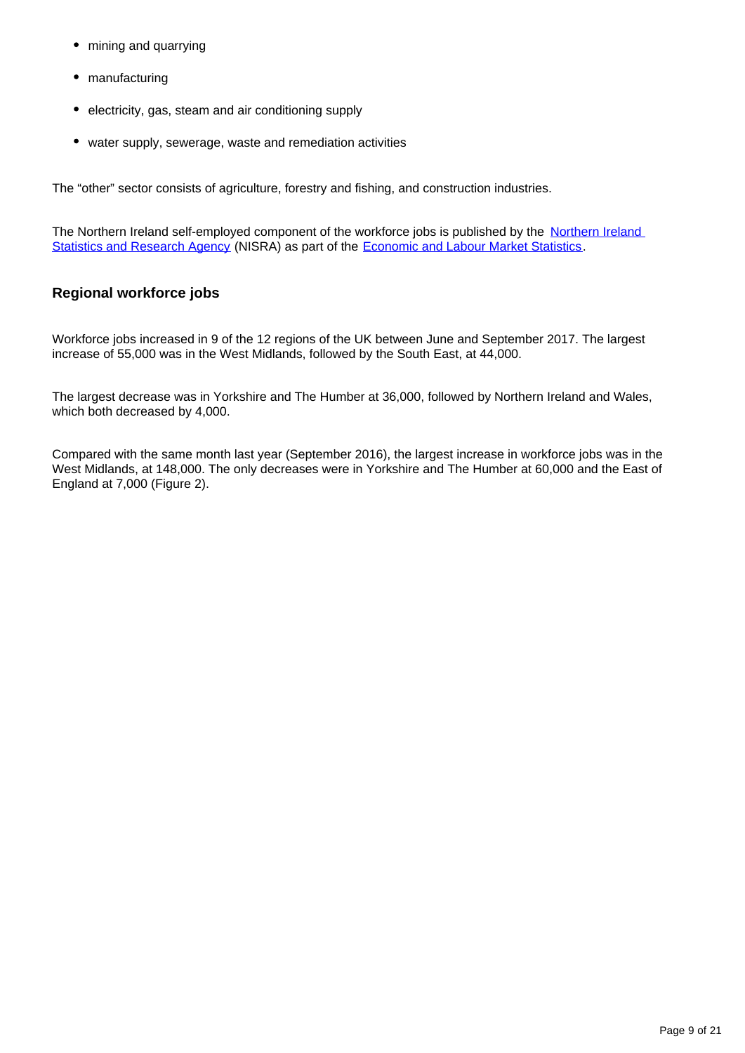- mining and quarrying
- manufacturing
- electricity, gas, steam and air conditioning supply
- water supply, sewerage, waste and remediation activities

The "other" sector consists of agriculture, forestry and fishing, and construction industries.

The Northern Ireland self-employed component of the workforce jobs is published by the Northern Ireland Statistics and Research Agency (NISRA) as part of the Economic and Labour Market Statistics.

### Regional workforce jobs

Workforce jobs increased in 9 of the 12 regions of the UK between June and September 2017. The largest increase of 55,000 was in the West Midlands, followed by the South East, at 44,000.

The largest decrease was in Yorkshire and The Humber at 36,000, followed by Northern Ireland and Wales, which both decreased by 4,000.

Compared with the same month last year (September 2016), the largest increase in workforce jobs was in the West Midlands, at 148,000. The only decreases were in Yorkshire and The Humber at 60,000 and the East of England at 7,000 (Figure 2).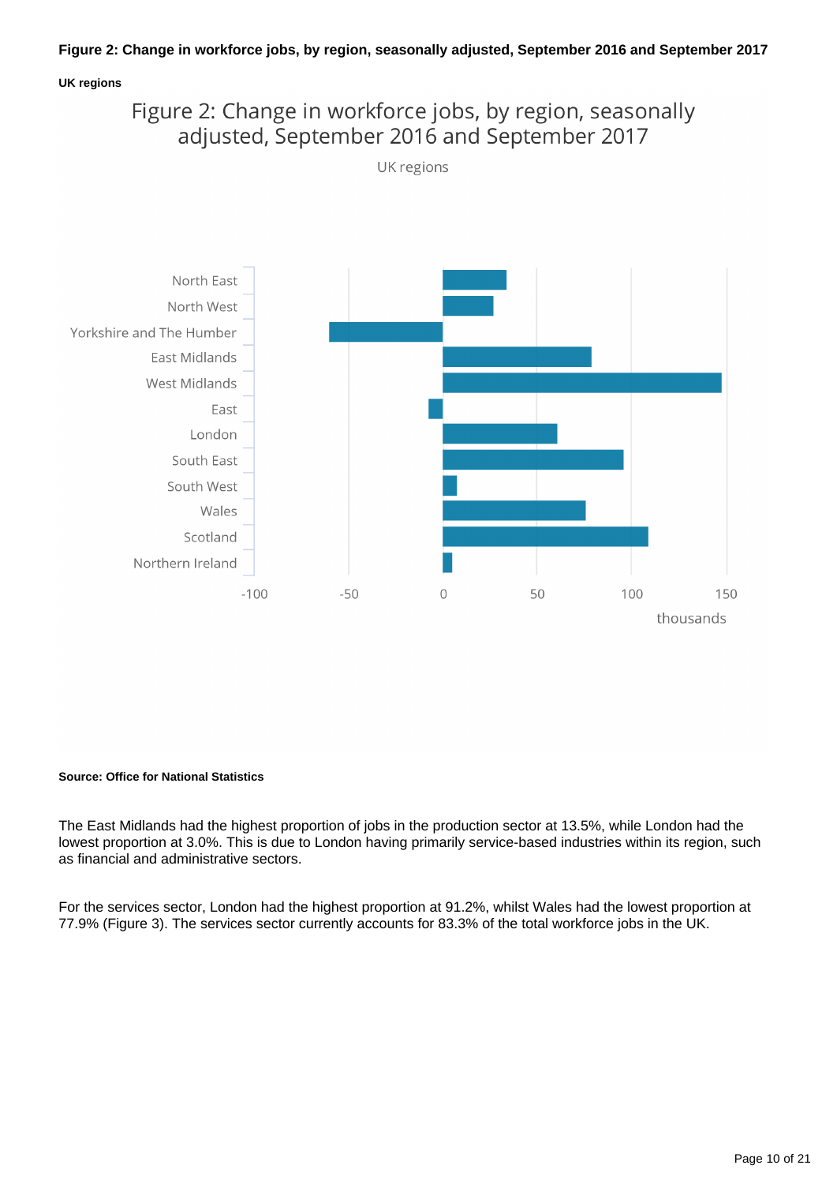**Figure 2: Change in workforce jobs, by region, seasonally adjusted, September 2016 and September 2017**

**UK regions**

Figure 2: Change in workforce jobs, by region, seasonally adjusted, September 2016 and September 2017

UK regions

North East
North West
Yorkshire and The Humber
East Midlands
West Midlands
East
London
South East
South West
Wales
Scotland
Northern Ireland

-100 -50 0 50 100 150

thousands

**Source: Office for National Statistics**

The East Midlands had the highest proportion of jobs in the production sector at 13.5%, while London had the lowest proportion at 3.0%. This is due to London having primarily service-based industries within its region, such as financial and administrative sectors.

For the services sector, London had the highest proportion at 91.2%, whilst Wales had the lowest proportion at 77.9% (Figure 3). The services sector currently accounts for 83.3% of the total workforce jobs in the UK.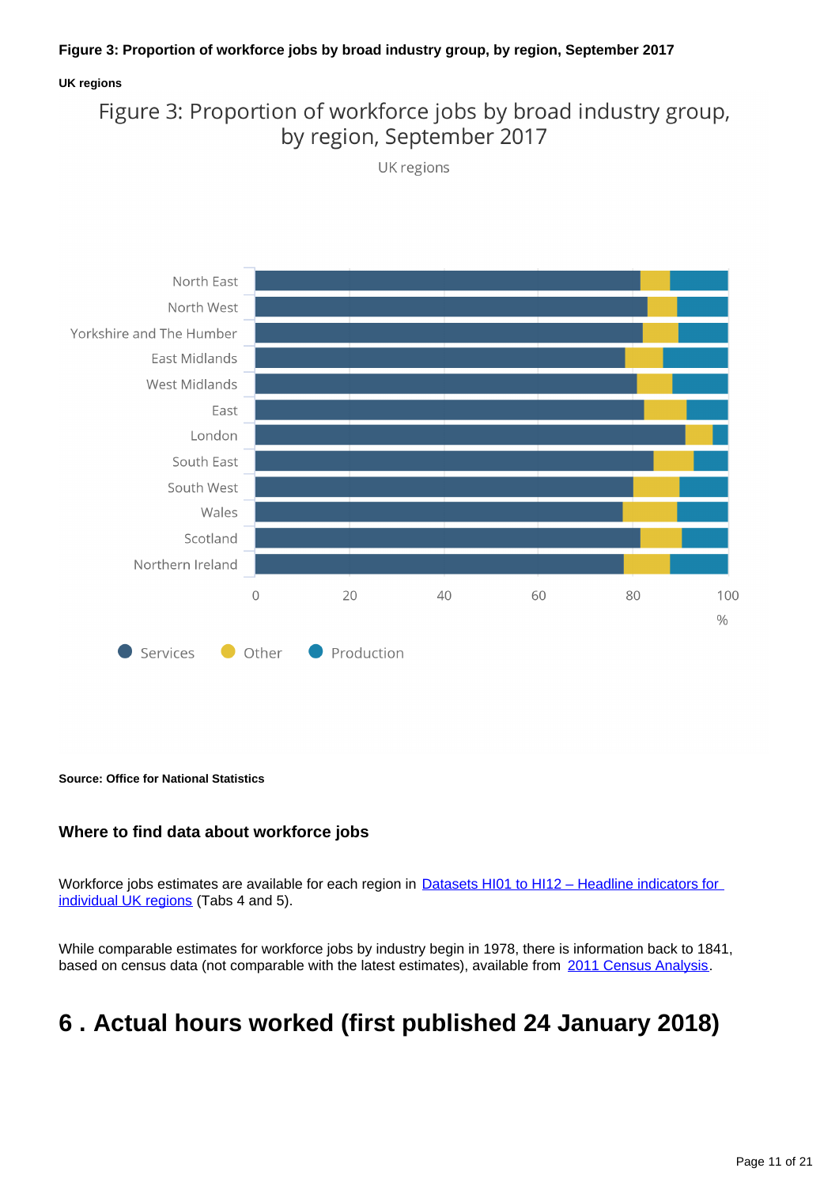**Figure 3: Proportion of workforce jobs by broad industry group, by region, September 2017**

**UK regions**

Figure 3: Proportion of workforce jobs by broad industry group, by region, September 2017

UK regions

North East
North West
Yorkshire and The Humber
East Midlands
West Midlands
East
London
South East
South West
Wales
Scotland
Northern Ireland

0 20 40 60 80 100
%

Services Other Production

**Source: Office for National Statistics**

### Where to find data about workforce jobs

Workforce jobs estimates are available for each region in [Datasets HI01 to HI12 – Headline indicators for individual UK regions]() (Tabs 4 and 5).

While comparable estimates for workforce jobs by industry begin in 1978, there is information back to 1841, based on census data (not comparable with the latest estimates), available from [2011 Census Analysis]().

## 6 . Actual hours worked (first published 24 January 2018)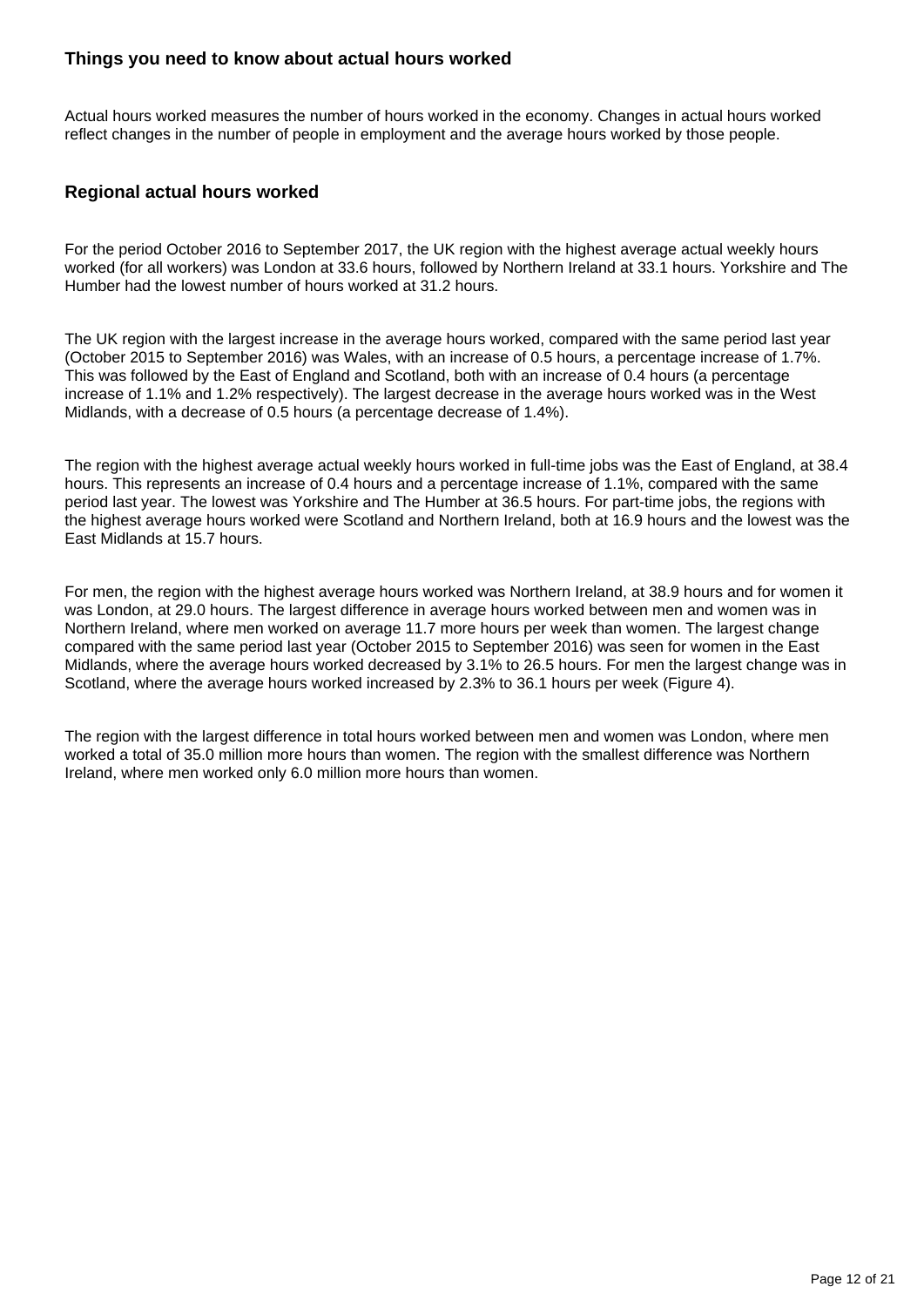### Things you need to know about actual hours worked

Actual hours worked measures the number of hours worked in the economy. Changes in actual hours worked reflect changes in the number of people in employment and the average hours worked by those people.

### Regional actual hours worked

For the period October 2016 to September 2017, the UK region with the highest average actual weekly hours worked (for all workers) was London at 33.6 hours, followed by Northern Ireland at 33.1 hours. Yorkshire and The Humber had the lowest number of hours worked at 31.2 hours.

The UK region with the largest increase in the average hours worked, compared with the same period last year (October 2015 to September 2016) was Wales, with an increase of 0.5 hours, a percentage increase of 1.7%. This was followed by the East of England and Scotland, both with an increase of 0.4 hours (a percentage increase of 1.1% and 1.2% respectively). The largest decrease in the average hours worked was in the West Midlands, with a decrease of 0.5 hours (a percentage decrease of 1.4%).

The region with the highest average actual weekly hours worked in full-time jobs was the East of England, at 38.4 hours. This represents an increase of 0.4 hours and a percentage increase of 1.1%, compared with the same period last year. The lowest was Yorkshire and The Humber at 36.5 hours. For part-time jobs, the regions with the highest average hours worked were Scotland and Northern Ireland, both at 16.9 hours and the lowest was the East Midlands at 15.7 hours.

For men, the region with the highest average hours worked was Northern Ireland, at 38.9 hours and for women it was London, at 29.0 hours. The largest difference in average hours worked between men and women was in Northern Ireland, where men worked on average 11.7 more hours per week than women. The largest change compared with the same period last year (October 2015 to September 2016) was seen for women in the East Midlands, where the average hours worked decreased by 3.1% to 26.5 hours. For men the largest change was in Scotland, where the average hours worked increased by 2.3% to 36.1 hours per week (Figure 4).

The region with the largest difference in total hours worked between men and women was London, where men worked a total of 35.0 million more hours than women. The region with the smallest difference was Northern Ireland, where men worked only 6.0 million more hours than women.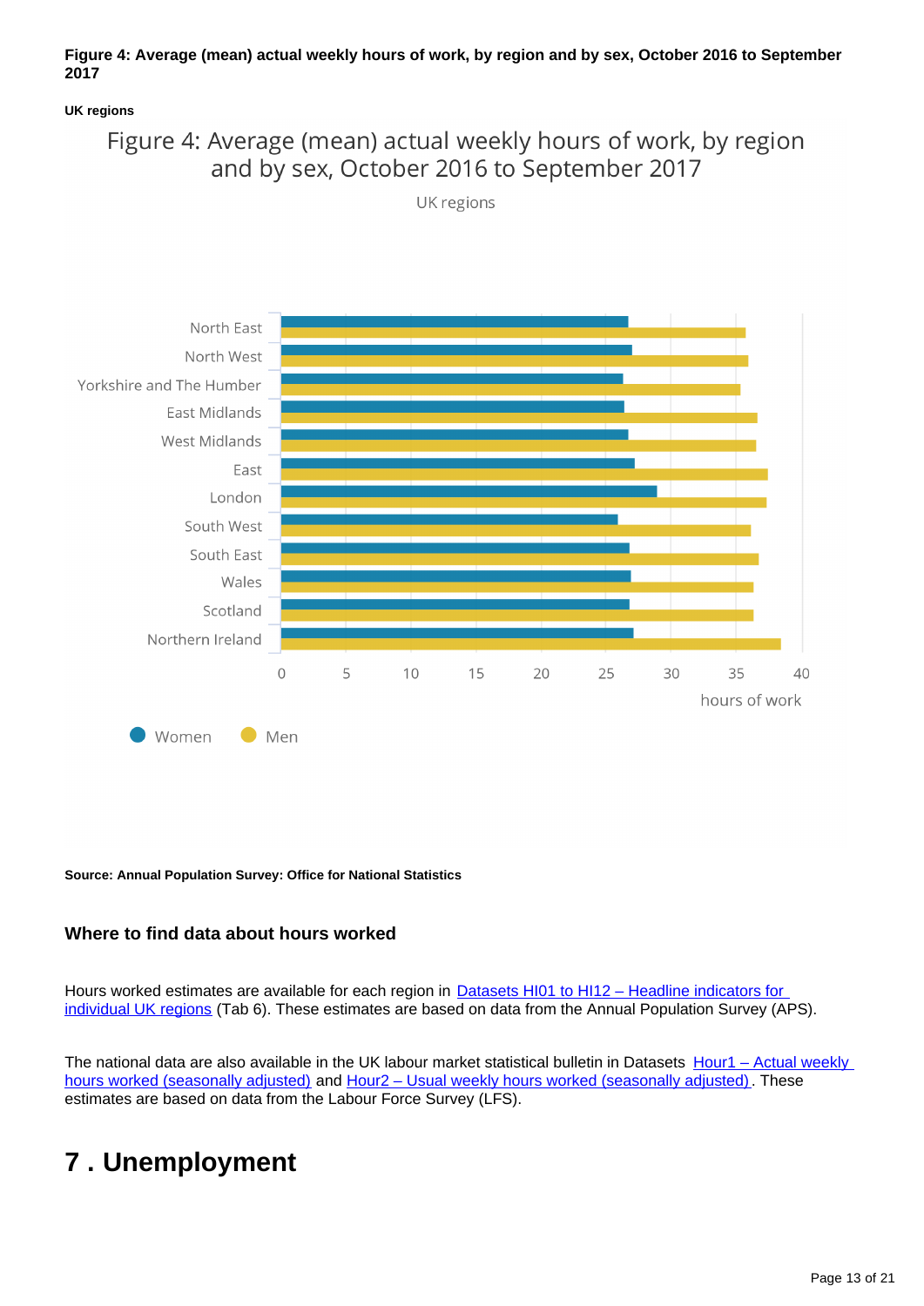**Figure 4: Average (mean) actual weekly hours of work, by region and by sex, October 2016 to September 2017**

**UK regions**

Figure 4: Average (mean) actual weekly hours of work, by region and by sex, October 2016 to September 2017

UK regions

**Source: Annual Population Survey: Office for National Statistics**

### Where to find data about hours worked

Hours worked estimates are available for each region in Datasets HI01 to HI12 – Headline indicators for individual UK regions (Tab 6). These estimates are based on data from the Annual Population Survey (APS).

The national data are also available in the UK labour market statistical bulletin in Datasets Hour1 – Actual weekly hours worked (seasonally adjusted) and Hour2 – Usual weekly hours worked (seasonally adjusted). These estimates are based on data from the Labour Force Survey (LFS).

# 7 . Unemployment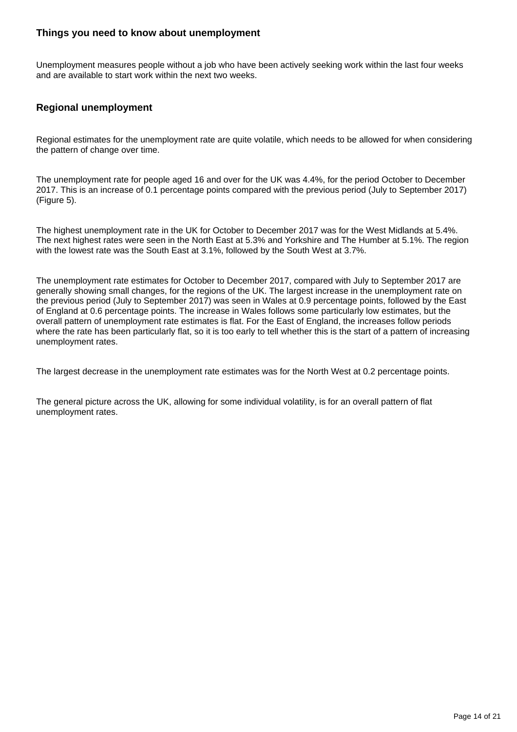### Things you need to know about unemployment

Unemployment measures people without a job who have been actively seeking work within the last four weeks and are available to start work within the next two weeks.

### Regional unemployment

Regional estimates for the unemployment rate are quite volatile, which needs to be allowed for when considering the pattern of change over time.

The unemployment rate for people aged 16 and over for the UK was 4.4%, for the period October to December 2017. This is an increase of 0.1 percentage points compared with the previous period (July to September 2017) (Figure 5).

The highest unemployment rate in the UK for October to December 2017 was for the West Midlands at 5.4%. The next highest rates were seen in the North East at 5.3% and Yorkshire and The Humber at 5.1%. The region with the lowest rate was the South East at 3.1%, followed by the South West at 3.7%.

The unemployment rate estimates for October to December 2017, compared with July to September 2017 are generally showing small changes, for the regions of the UK. The largest increase in the unemployment rate on the previous period (July to September 2017) was seen in Wales at 0.9 percentage points, followed by the East of England at 0.6 percentage points. The increase in Wales follows some particularly low estimates, but the overall pattern of unemployment rate estimates is flat. For the East of England, the increases follow periods where the rate has been particularly flat, so it is too early to tell whether this is the start of a pattern of increasing unemployment rates.

The largest decrease in the unemployment rate estimates was for the North West at 0.2 percentage points.

The general picture across the UK, allowing for some individual volatility, is for an overall pattern of flat unemployment rates.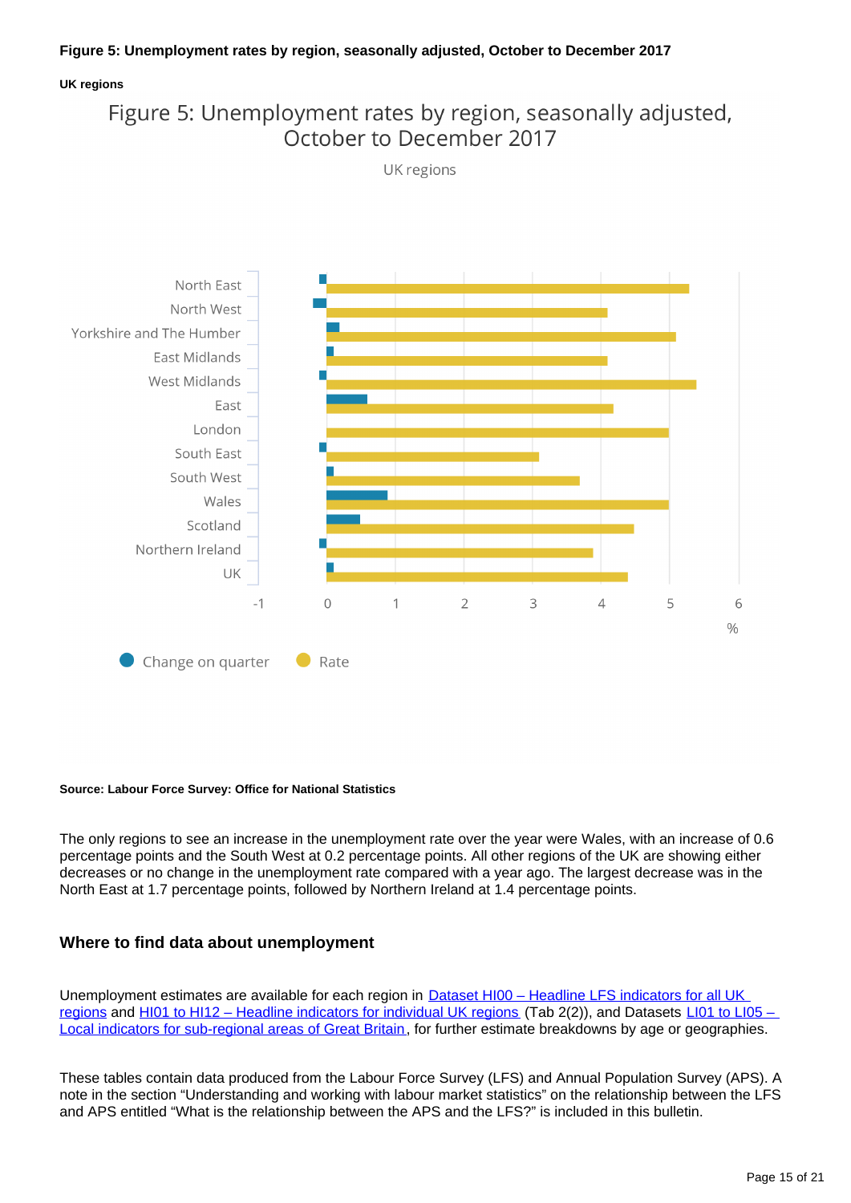**Figure 5: Unemployment rates by region, seasonally adjusted, October to December 2017**

**UK regions**

Figure 5: Unemployment rates by region, seasonally adjusted, October to December 2017

UK regions

North East
North West
Yorkshire and The Humber
East Midlands
West Midlands
East
London
South East
South West
Wales
Scotland
Northern Ireland
UK

-1 0 1 2 3 4 5 6
%

Change on quarter Rate

**Source: Labour Force Survey: Office for National Statistics**

The only regions to see an increase in the unemployment rate over the year were Wales, with an increase of 0.6 percentage points and the South West at 0.2 percentage points. All other regions of the UK are showing either decreases or no change in the unemployment rate compared with a year ago. The largest decrease was in the North East at 1.7 percentage points, followed by Northern Ireland at 1.4 percentage points.

### Where to find data about unemployment

Unemployment estimates are available for each region in Dataset HI00 – Headline LFS indicators for all UK regions and HI01 to HI12 – Headline indicators for individual UK regions (Tab 2(2)), and Datasets LI01 to LI05 – Local indicators for sub-regional areas of Great Britain, for further estimate breakdowns by age or geographies.

These tables contain data produced from the Labour Force Survey (LFS) and Annual Population Survey (APS). A note in the section “Understanding and working with labour market statistics” on the relationship between the LFS and APS entitled “What is the relationship between the APS and the LFS?” is included in this bulletin.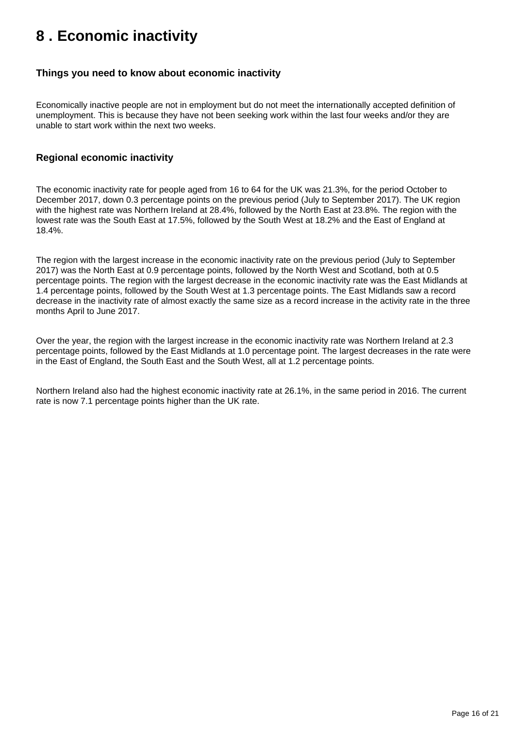# 8 . Economic inactivity

### Things you need to know about economic inactivity

Economically inactive people are not in employment but do not meet the internationally accepted definition of unemployment. This is because they have not been seeking work within the last four weeks and/or they are unable to start work within the next two weeks.

### Regional economic inactivity

The economic inactivity rate for people aged from 16 to 64 for the UK was 21.3%, for the period October to December 2017, down 0.3 percentage points on the previous period (July to September 2017). The UK region with the highest rate was Northern Ireland at 28.4%, followed by the North East at 23.8%. The region with the lowest rate was the South East at 17.5%, followed by the South West at 18.2% and the East of England at 18.4%.

The region with the largest increase in the economic inactivity rate on the previous period (July to September 2017) was the North East at 0.9 percentage points, followed by the North West and Scotland, both at 0.5 percentage points. The region with the largest decrease in the economic inactivity rate was the East Midlands at 1.4 percentage points, followed by the South West at 1.3 percentage points. The East Midlands saw a record decrease in the inactivity rate of almost exactly the same size as a record increase in the activity rate in the three months April to June 2017.

Over the year, the region with the largest increase in the economic inactivity rate was Northern Ireland at 2.3 percentage points, followed by the East Midlands at 1.0 percentage point. The largest decreases in the rate were in the East of England, the South East and the South West, all at 1.2 percentage points.

Northern Ireland also had the highest economic inactivity rate at 26.1%, in the same period in 2016. The current rate is now 7.1 percentage points higher than the UK rate.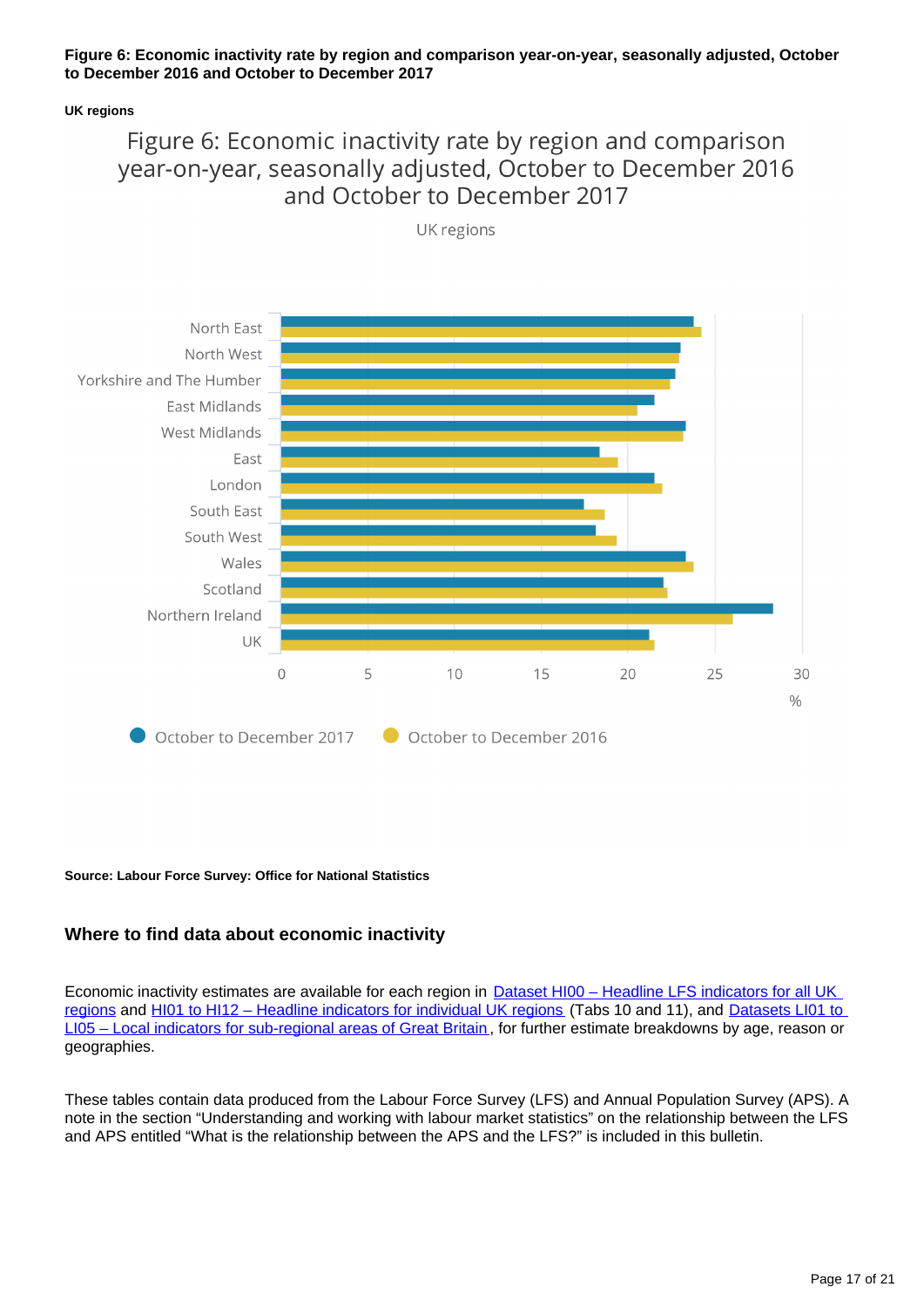**Figure 6: Economic inactivity rate by region and comparison year-on-year, seasonally adjusted, October to December 2016 and October to December 2017**

**UK regions**

Figure 6: Economic inactivity rate by region and comparison year-on-year, seasonally adjusted, October to December 2016 and October to December 2017

UK regions

**Source: Labour Force Survey: Office for National Statistics**

### Where to find data about economic inactivity

Economic inactivity estimates are available for each region in Dataset HI00 – Headline LFS indicators for all UK regions and HI01 to HI12 – Headline indicators for individual UK regions (Tabs 10 and 11), and Datasets LI01 to LI05 – Local indicators for sub-regional areas of Great Britain, for further estimate breakdowns by age, reason or geographies.

These tables contain data produced from the Labour Force Survey (LFS) and Annual Population Survey (APS). A note in the section "Understanding and working with labour market statistics" on the relationship between the LFS and APS entitled "What is the relationship between the APS and the LFS?" is included in this bulletin.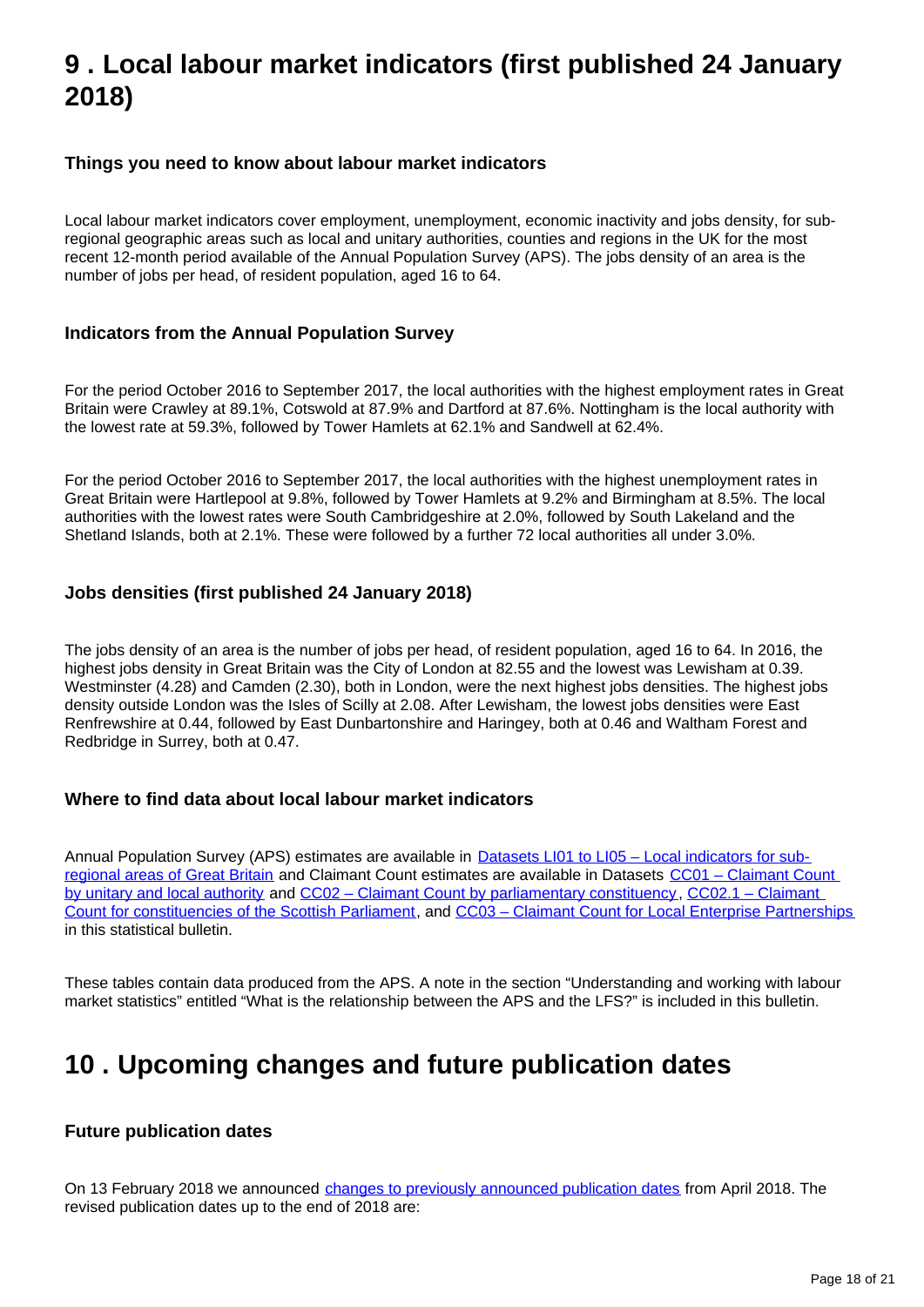# 9 . Local labour market indicators (first published 24 January 2018)

### Things you need to know about labour market indicators

Local labour market indicators cover employment, unemployment, economic inactivity and jobs density, for sub-regional geographic areas such as local and unitary authorities, counties and regions in the UK for the most recent 12-month period available of the Annual Population Survey (APS). The jobs density of an area is the number of jobs per head, of resident population, aged 16 to 64.

### Indicators from the Annual Population Survey

For the period October 2016 to September 2017, the local authorities with the highest employment rates in Great Britain were Crawley at 89.1%, Cotswold at 87.9% and Dartford at 87.6%. Nottingham is the local authority with the lowest rate at 59.3%, followed by Tower Hamlets at 62.1% and Sandwell at 62.4%.

For the period October 2016 to September 2017, the local authorities with the highest unemployment rates in Great Britain were Hartlepool at 9.8%, followed by Tower Hamlets at 9.2% and Birmingham at 8.5%. The local authorities with the lowest rates were South Cambridgeshire at 2.0%, followed by South Lakeland and the Shetland Islands, both at 2.1%. These were followed by a further 72 local authorities all under 3.0%.

### Jobs densities (first published 24 January 2018)

The jobs density of an area is the number of jobs per head, of resident population, aged 16 to 64. In 2016, the highest jobs density in Great Britain was the City of London at 82.55 and the lowest was Lewisham at 0.39. Westminster (4.28) and Camden (2.30), both in London, were the next highest jobs densities. The highest jobs density outside London was the Isles of Scilly at 2.08. After Lewisham, the lowest jobs densities were East Renfrewshire at 0.44, followed by East Dunbartonshire and Haringey, both at 0.46 and Waltham Forest and Redbridge in Surrey, both at 0.47.

### Where to find data about local labour market indicators

Annual Population Survey (APS) estimates are available in Datasets LI01 to LI05 – Local indicators for sub-regional areas of Great Britain and Claimant Count estimates are available in Datasets CC01 – Claimant Count by unitary and local authority and CC02 – Claimant Count by parliamentary constituency, CC02.1 – Claimant Count for constituencies of the Scottish Parliament, and CC03 – Claimant Count for Local Enterprise Partnerships in this statistical bulletin.

These tables contain data produced from the APS. A note in the section "Understanding and working with labour market statistics" entitled "What is the relationship between the APS and the LFS?" is included in this bulletin.

# 10 . Upcoming changes and future publication dates

### Future publication dates

On 13 February 2018 we announced changes to previously announced publication dates from April 2018. The revised publication dates up to the end of 2018 are: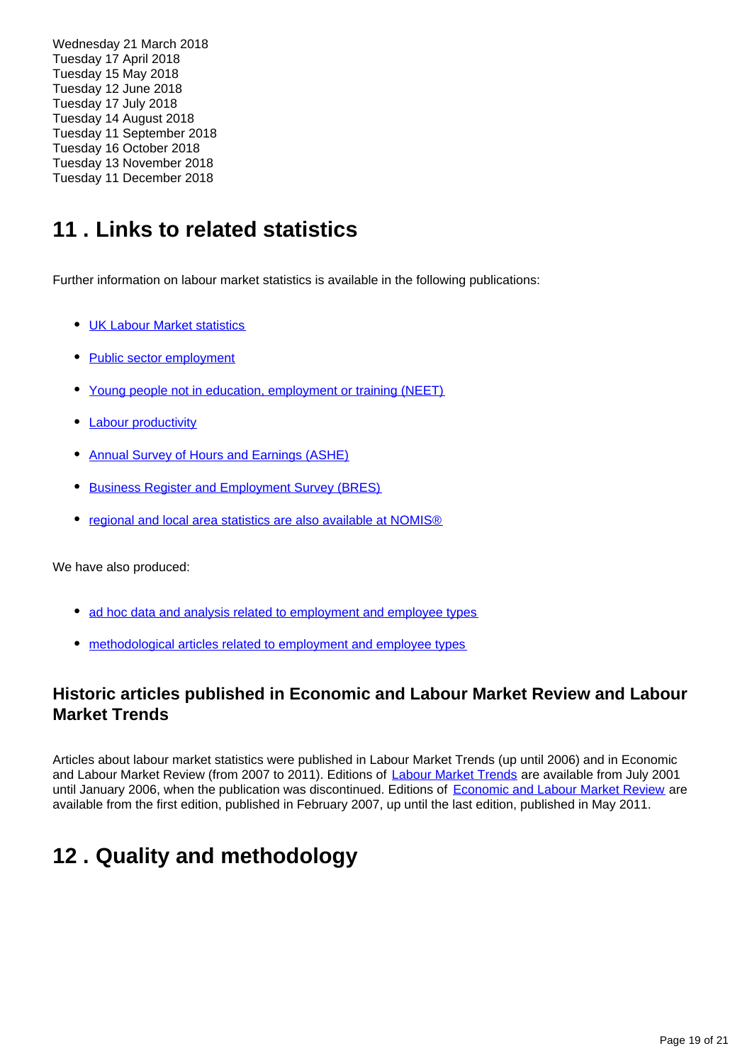Wednesday 21 March 2018
Tuesday 17 April 2018
Tuesday 15 May 2018
Tuesday 12 June 2018
Tuesday 17 July 2018
Tuesday 14 August 2018
Tuesday 11 September 2018
Tuesday 16 October 2018
Tuesday 13 November 2018
Tuesday 11 December 2018

## 11 . Links to related statistics

Further information on labour market statistics is available in the following publications:

- UK Labour Market statistics
- Public sector employment
- Young people not in education, employment or training (NEET)
- Labour productivity
- Annual Survey of Hours and Earnings (ASHE)
- Business Register and Employment Survey (BRES)
- regional and local area statistics are also available at NOMIS®

We have also produced:

- ad hoc data and analysis related to employment and employee types
- methodological articles related to employment and employee types

### Historic articles published in Economic and Labour Market Review and Labour Market Trends

Articles about labour market statistics were published in Labour Market Trends (up until 2006) and in Economic and Labour Market Review (from 2007 to 2011). Editions of Labour Market Trends are available from July 2001 until January 2006, when the publication was discontinued. Editions of Economic and Labour Market Review are available from the first edition, published in February 2007, up until the last edition, published in May 2011.

## 12 . Quality and methodology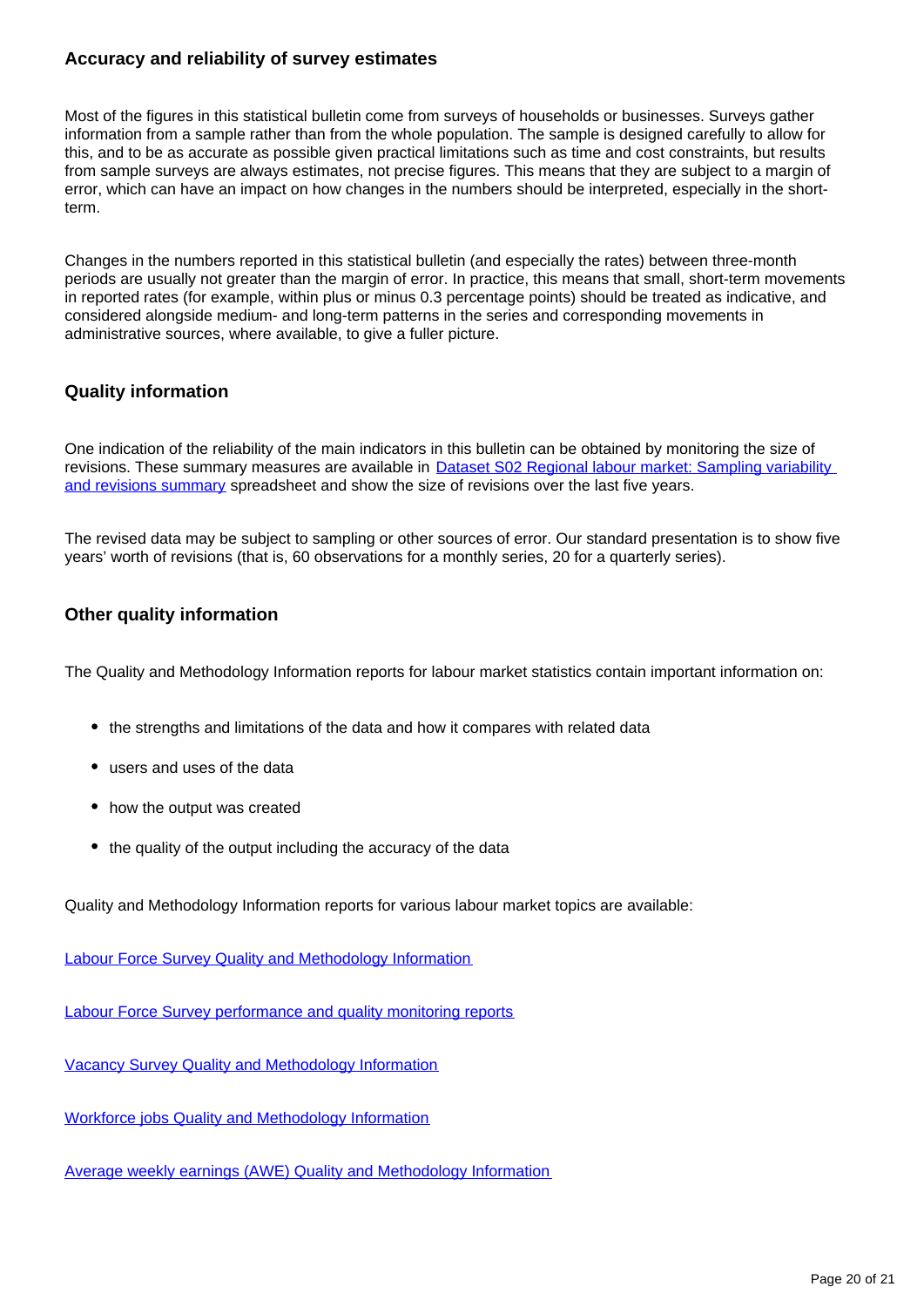### Accuracy and reliability of survey estimates

Most of the figures in this statistical bulletin come from surveys of households or businesses. Surveys gather information from a sample rather than from the whole population. The sample is designed carefully to allow for this, and to be as accurate as possible given practical limitations such as time and cost constraints, but results from sample surveys are always estimates, not precise figures. This means that they are subject to a margin of error, which can have an impact on how changes in the numbers should be interpreted, especially in the short-term.

Changes in the numbers reported in this statistical bulletin (and especially the rates) between three-month periods are usually not greater than the margin of error. In practice, this means that small, short-term movements in reported rates (for example, within plus or minus 0.3 percentage points) should be treated as indicative, and considered alongside medium- and long-term patterns in the series and corresponding movements in administrative sources, where available, to give a fuller picture.

### Quality information

One indication of the reliability of the main indicators in this bulletin can be obtained by monitoring the size of revisions. These summary measures are available in [Dataset S02 Regional labour market: Sampling variability and revisions summary]() spreadsheet and show the size of revisions over the last five years.

The revised data may be subject to sampling or other sources of error. Our standard presentation is to show five years' worth of revisions (that is, 60 observations for a monthly series, 20 for a quarterly series).

### Other quality information

The Quality and Methodology Information reports for labour market statistics contain important information on:

- the strengths and limitations of the data and how it compares with related data
- users and uses of the data
- how the output was created
- the quality of the output including the accuracy of the data

Quality and Methodology Information reports for various labour market topics are available:

[Labour Force Survey Quality and Methodology Information]()

[Labour Force Survey performance and quality monitoring reports]()

[Vacancy Survey Quality and Methodology Information]()

[Workforce jobs Quality and Methodology Information]()

[Average weekly earnings (AWE) Quality and Methodology Information]()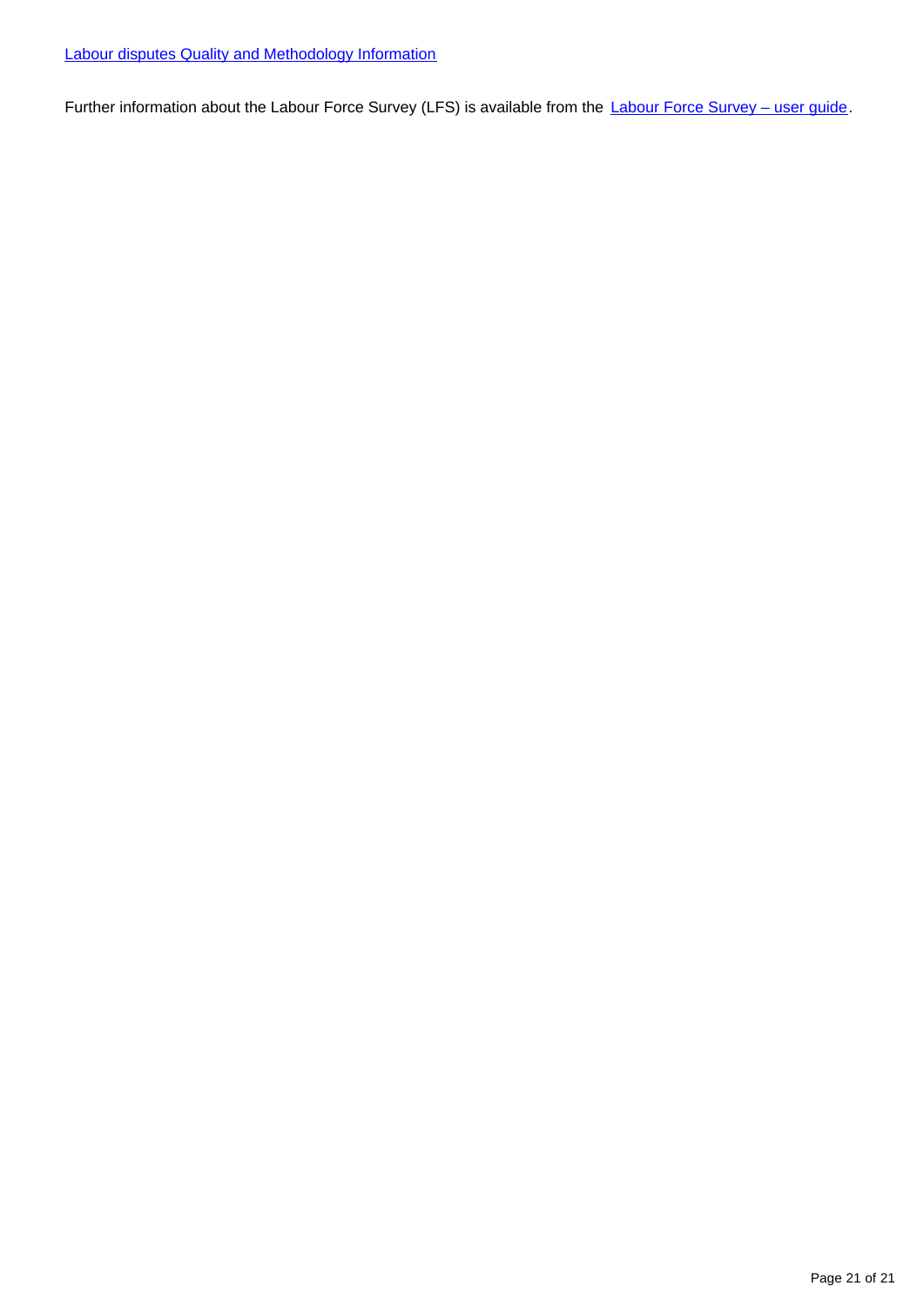[Labour disputes Quality and Methodology Information]

Further information about the Labour Force Survey (LFS) is available from the [Labour Force Survey – user guide].